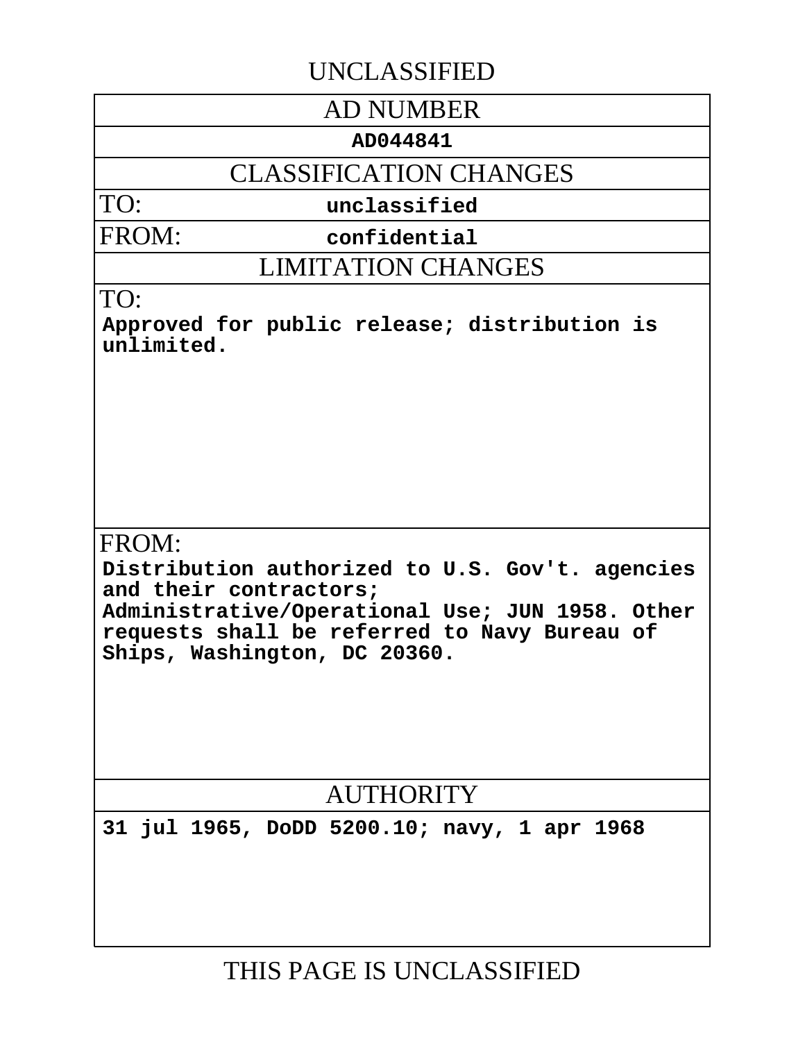UNCLASSIFIED

| AD NUMBER |
| --- |
| **AD044841** |
| CLASSIFICATION CHANGES |
| TO: **unclassified** |
| FROM: **confidential** |
| LIMITATION CHANGES |
| TO: **Approved for public release; distribution is unlimited.** |
| FROM: **Distribution authorized to U.S. Gov't. agencies and their contractors; Administrative/Operational Use; JUN 1958. Other requests shall be referred to Navy Bureau of Ships, Washington, DC 20360.** |
| AUTHORITY |
| **31 jul 1965, DoDD 5200.10; navy, 1 apr 1968** |

THIS PAGE IS UNCLASSIFIED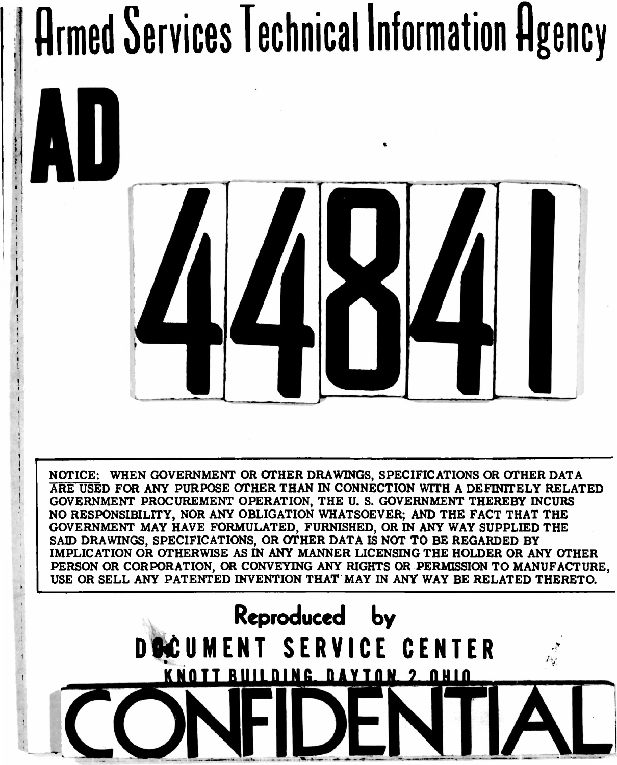# Armed Services Technical Information Agency

# AD 44841

NOTICE: WHEN GOVERNMENT OR OTHER DRAWINGS, SPECIFICATIONS OR OTHER DATA ARE USED FOR ANY PURPOSE OTHER THAN IN CONNECTION WITH A DEFINITELY RELATED GOVERNMENT PROCUREMENT OPERATION, THE U. S. GOVERNMENT THEREBY INCURS NO RESPONSIBILITY, NOR ANY OBLIGATION WHATSOEVER; AND THE FACT THAT THE GOVERNMENT MAY HAVE FORMULATED, FURNISHED, OR IN ANY WAY SUPPLIED THE SAID DRAWINGS, SPECIFICATIONS, OR OTHER DATA IS NOT TO BE REGARDED BY IMPLICATION OR OTHERWISE AS IN ANY MANNER LICENSING THE HOLDER OR ANY OTHER PERSON OR CORPORATION, OR CONVEYING ANY RIGHTS OR PERMISSION TO MANUFACTURE, USE OR SELL ANY PATENTED INVENTION THAT MAY IN ANY WAY BE RELATED THERETO.

**Reproduced by**

**DOCUMENT SERVICE CENTER**

**KNOTT BUILDING, DAYTON, 2, OHIO**

# CONFIDENTIAL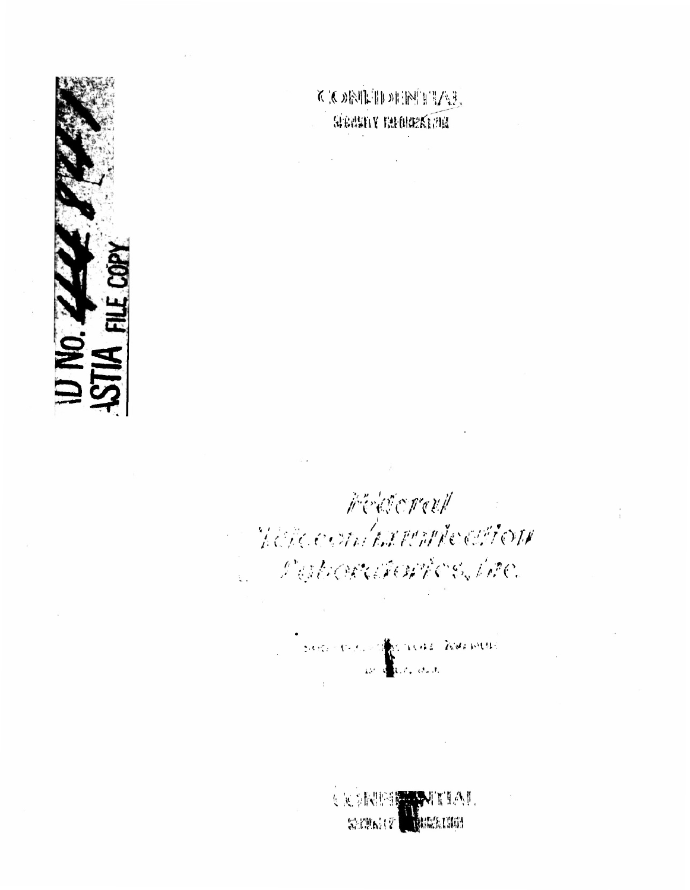CONFIDENTIAL
SECURITY INFORMATION

AD No. 44 847
ASTIA FILE COPY

*Federal Telecommunication Laboratories, Inc.*

CONFIDENTIAL
SECURITY INFORMATION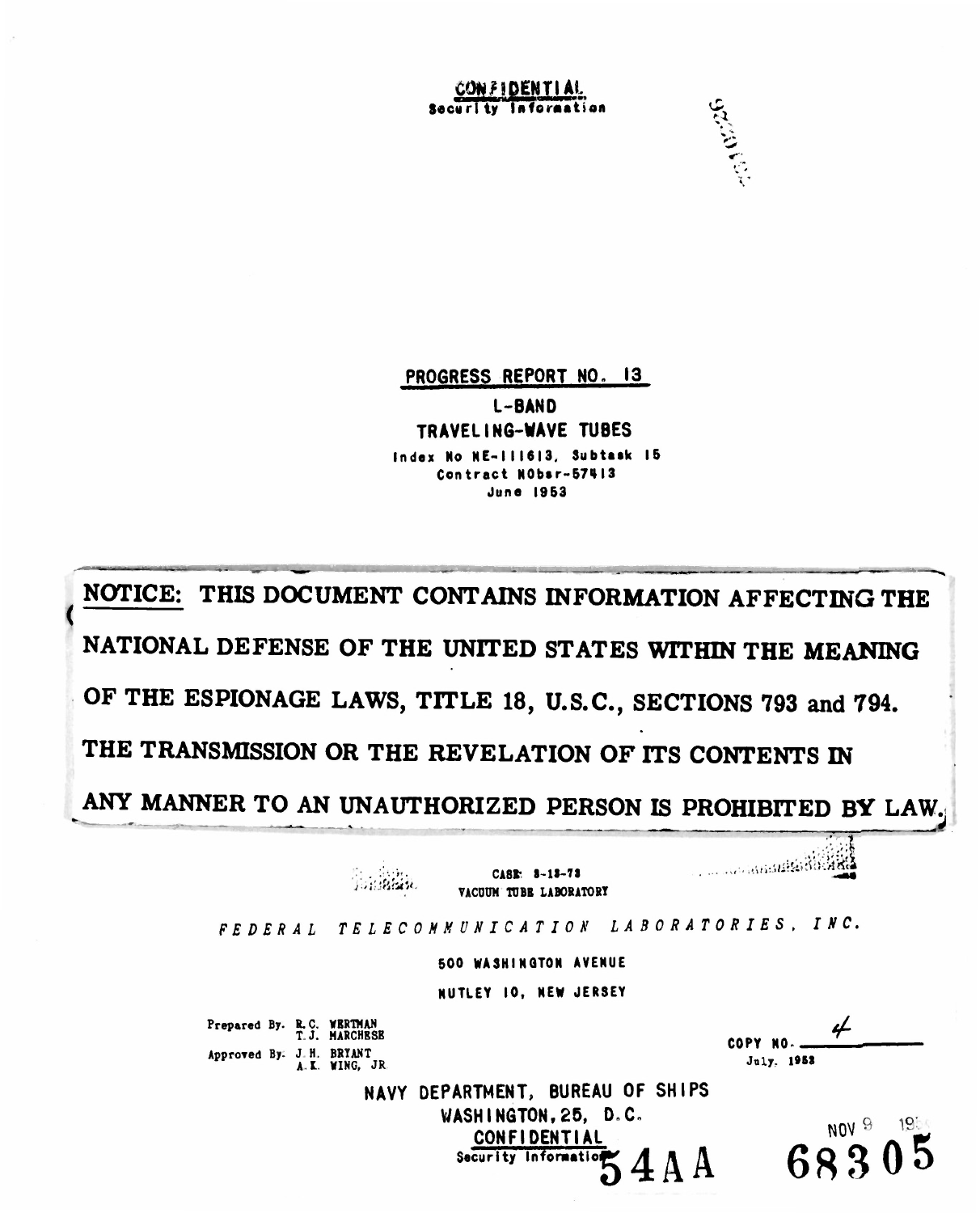CONFIDENTIAL
Security Information

**PROGRESS REPORT NO. 13**

**L-BAND**
**TRAVELING-WAVE TUBES**

Index No NE-111613, Subtask 15
Contract NObsr-57413
June 1953

**NOTICE: THIS DOCUMENT CONTAINS INFORMATION AFFECTING THE NATIONAL DEFENSE OF THE UNITED STATES WITHIN THE MEANING OF THE ESPIONAGE LAWS, TITLE 18, U.S.C., SECTIONS 793 and 794. THE TRANSMISSION OR THE REVELATION OF ITS CONTENTS IN ANY MANNER TO AN UNAUTHORIZED PERSON IS PROHIBITED BY LAW.**

CASE: 8-13-73
VACUUM TUBE LABORATORY

*FEDERAL TELECOMMUNICATION LABORATORIES, INC.*

500 WASHINGTON AVENUE
NUTLEY 10, NEW JERSEY

Prepared By: R. C. WERTMAN
T. J. MARCHESE

Approved By: J. H. BRYANT
A. K. WING, JR

COPY NO. 4
July, 1953

NAVY DEPARTMENT, BUREAU OF SHIPS
WASHINGTON, 25, D.C.

CONFIDENTIAL
Security Information

54AA 68305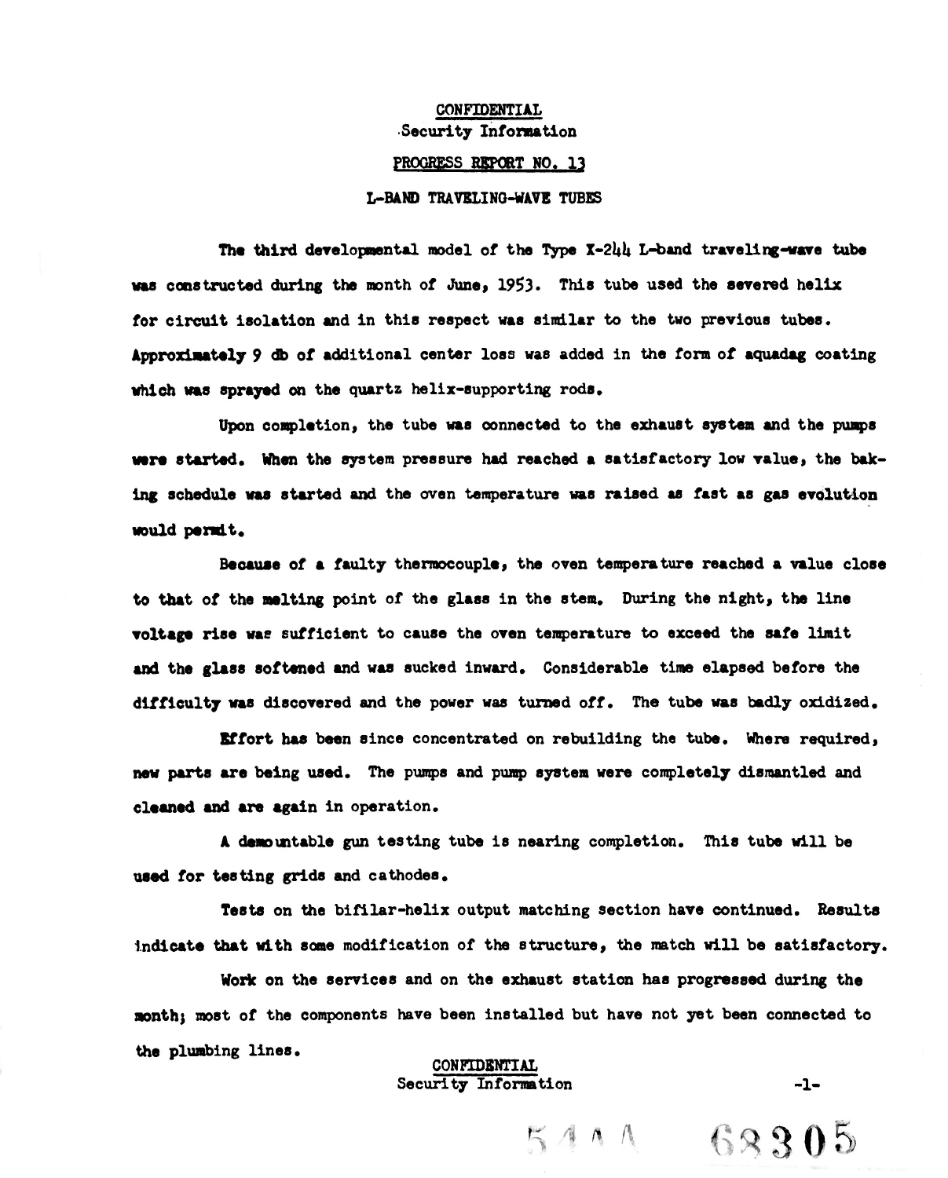CONFIDENTIAL
Security Information

## PROGRESS REPORT NO. 13

## L-BAND TRAVELING-WAVE TUBES

The third developmental model of the Type X-244 L-band traveling-wave tube was constructed during the month of June, 1953. This tube used the severed helix for circuit isolation and in this respect was similar to the two previous tubes. Approximately 9 db of additional center loss was added in the form of aquadag coating which was sprayed on the quartz helix-supporting rods.

Upon completion, the tube was connected to the exhaust system and the pumps were started. When the system pressure had reached a satisfactory low value, the baking schedule was started and the oven temperature was raised as fast as gas evolution would permit.

Because of a faulty thermocouple, the oven temperature reached a value close to that of the melting point of the glass in the stem. During the night, the line voltage rise was sufficient to cause the oven temperature to exceed the safe limit and the glass softened and was sucked inward. Considerable time elapsed before the difficulty was discovered and the power was turned off. The tube was badly oxidized.

Effort has been since concentrated on rebuilding the tube. Where required, new parts are being used. The pumps and pump system were completely dismantled and cleaned and are again in operation.

A demountable gun testing tube is nearing completion. This tube will be used for testing grids and cathodes.

Tests on the bifilar-helix output matching section have continued. Results indicate that with some modification of the structure, the match will be satisfactory.

Work on the services and on the exhaust station has progressed during the month; most of the components have been installed but have not yet been connected to the plumbing lines.

CONFIDENTIAL
Security Information

5444 68305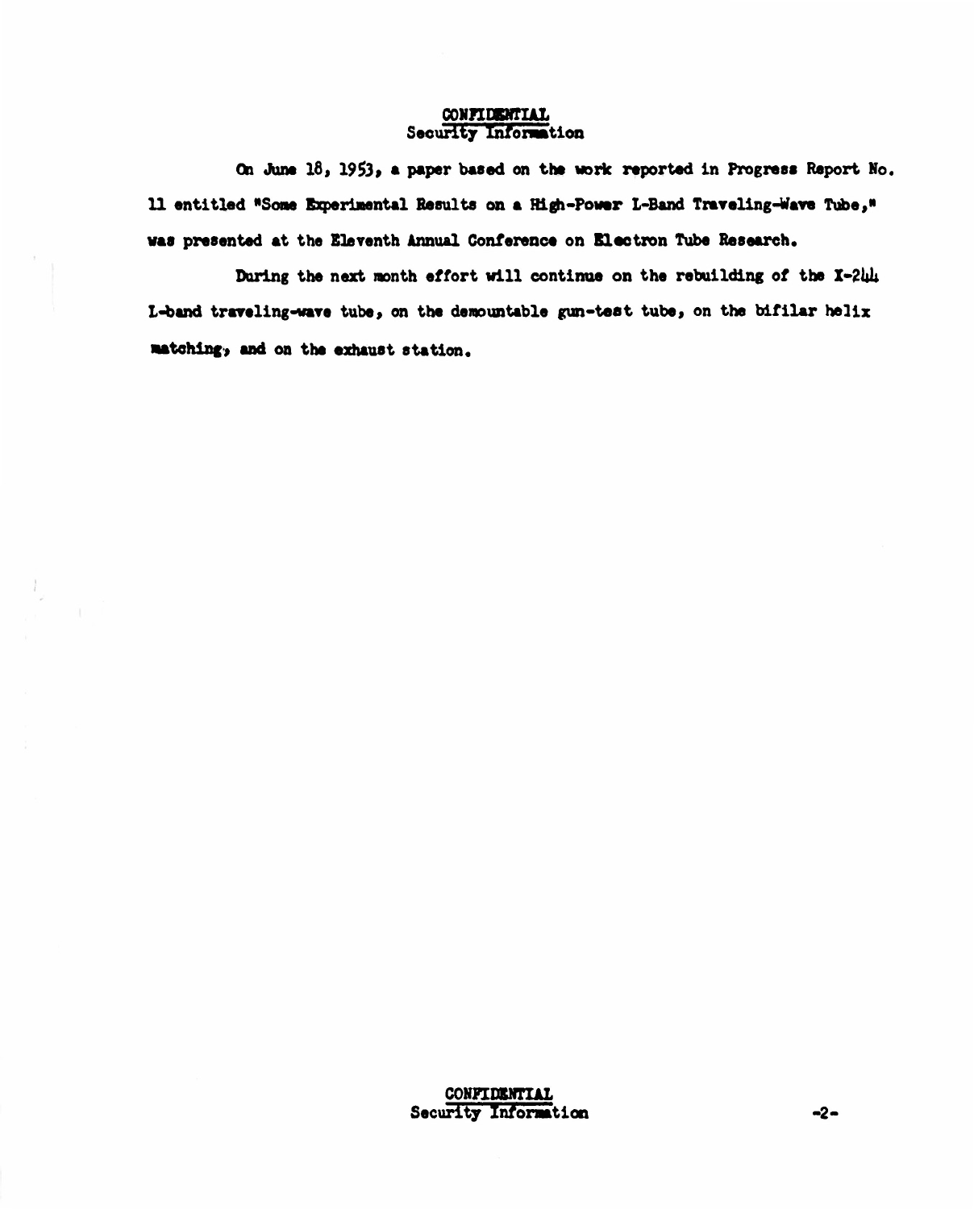On June 18, 1953, a paper based on the work reported in Progress Report No. 11 entitled "Some Experimental Results on a High-Power L-Band Traveling-Wave Tube," was presented at the Eleventh Annual Conference on Electron Tube Research.

During the next month effort will continue on the rebuilding of the X-244 L-band traveling-wave tube, on the demountable gun-test tube, on the bifilar helix matching, and on the exhaust station.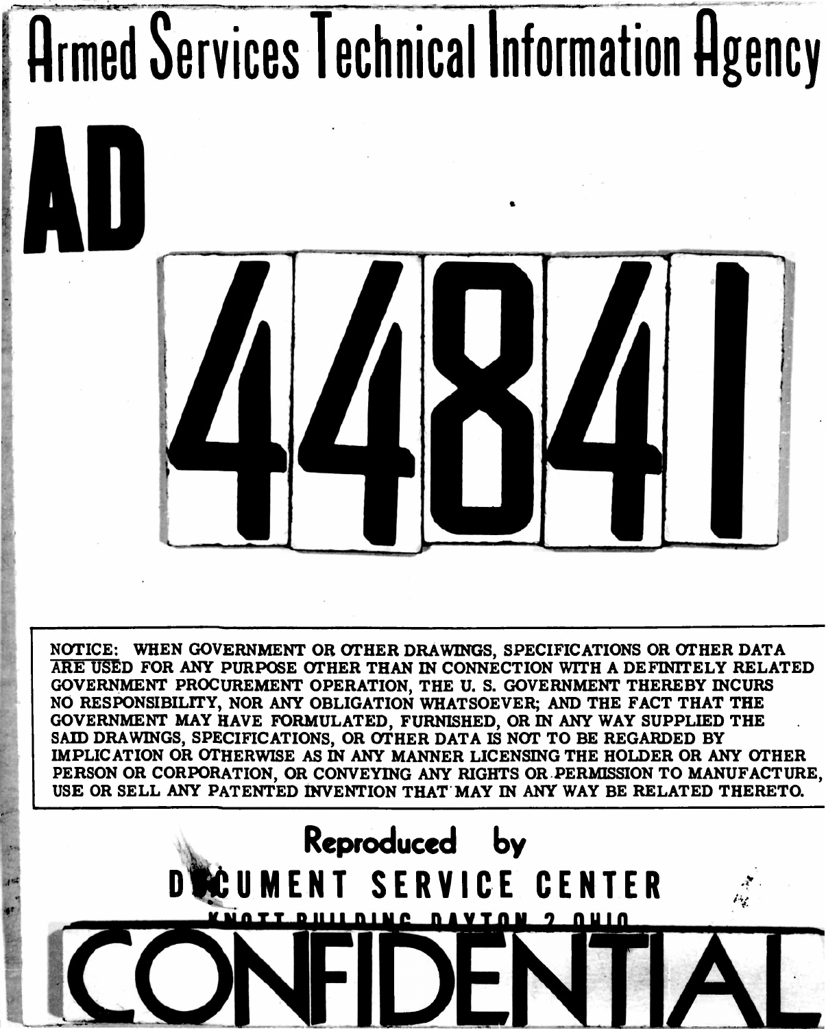# Armed Services Technical Information Agency

# AD 44841

NOTICE: WHEN GOVERNMENT OR OTHER DRAWINGS, SPECIFICATIONS OR OTHER DATA ARE USED FOR ANY PURPOSE OTHER THAN IN CONNECTION WITH A DEFINITELY RELATED GOVERNMENT PROCUREMENT OPERATION, THE U. S. GOVERNMENT THEREBY INCURS NO RESPONSIBILITY, NOR ANY OBLIGATION WHATSOEVER; AND THE FACT THAT THE GOVERNMENT MAY HAVE FORMULATED, FURNISHED, OR IN ANY WAY SUPPLIED THE SAID DRAWINGS, SPECIFICATIONS, OR OTHER DATA IS NOT TO BE REGARDED BY IMPLICATION OR OTHERWISE AS IN ANY MANNER LICENSING THE HOLDER OR ANY OTHER PERSON OR CORPORATION, OR CONVEYING ANY RIGHTS OR PERMISSION TO MANUFACTURE, USE OR SELL ANY PATENTED INVENTION THAT MAY IN ANY WAY BE RELATED THERETO.

**Reproduced by**

**DOCUMENT SERVICE CENTER**

KNOTT BUILDING, DAYTON, 2, OHIO

# CONFIDENTIAL